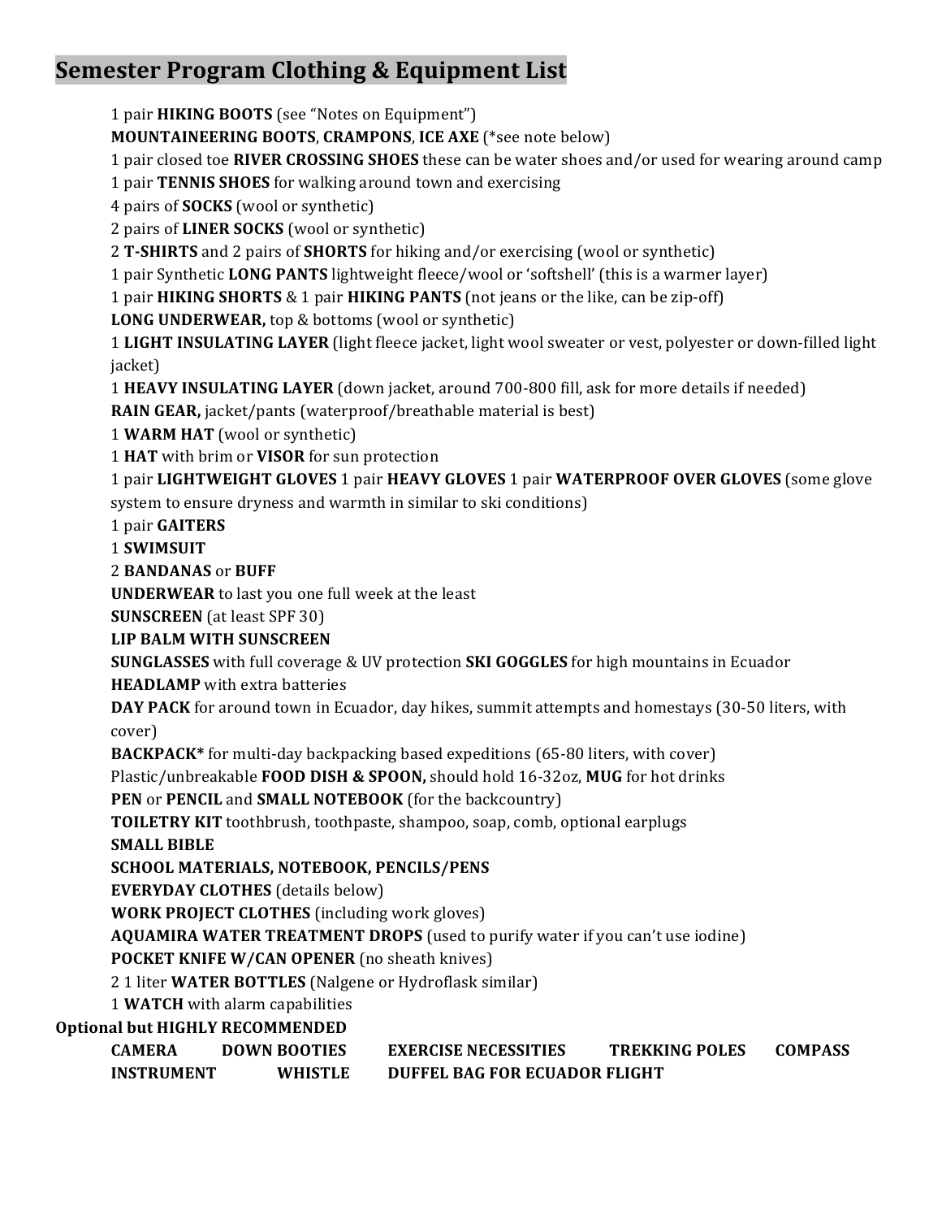# Semester Program Clothing & Equipment List

1 pair **HIKING BOOTS** (see "Notes on Equipment")
**MOUNTAINEERING BOOTS**, **CRAMPONS**, **ICE AXE** (*see note below)
1 pair closed toe **RIVER CROSSING SHOES** these can be water shoes and/or used for wearing around camp
1 pair **TENNIS SHOES** for walking around town and exercising
4 pairs of **SOCKS** (wool or synthetic)
2 pairs of **LINER SOCKS** (wool or synthetic)
2 **T-SHIRTS** and 2 pairs of **SHORTS** for hiking and/or exercising (wool or synthetic)
1 pair Synthetic **LONG PANTS** lightweight fleece/wool or 'softshell' (this is a warmer layer)
1 pair **HIKING SHORTS** & 1 pair **HIKING PANTS** (not jeans or the like, can be zip-off)
**LONG UNDERWEAR,** top & bottoms (wool or synthetic)
1 **LIGHT INSULATING LAYER** (light fleece jacket, light wool sweater or vest, polyester or down-filled light jacket)
1 **HEAVY INSULATING LAYER** (down jacket, around 700-800 fill, ask for more details if needed)
**RAIN GEAR,** jacket/pants (waterproof/breathable material is best)
1 **WARM HAT** (wool or synthetic)
1 **HAT** with brim or **VISOR** for sun protection
1 pair **LIGHTWEIGHT GLOVES** 1 pair **HEAVY GLOVES** 1 pair **WATERPROOF OVER GLOVES** (some glove system to ensure dryness and warmth in similar to ski conditions)
1 pair **GAITERS**
1 **SWIMSUIT**
2 **BANDANAS** or **BUFF**
**UNDERWEAR** to last you one full week at the least
**SUNSCREEN** (at least SPF 30)
**LIP BALM WITH SUNSCREEN**
**SUNGLASSES** with full coverage & UV protection **SKI GOGGLES** for high mountains in Ecuador
**HEADLAMP** with extra batteries
**DAY PACK** for around town in Ecuador, day hikes, summit attempts and homestays (30-50 liters, with cover)
**BACKPACK*** for multi-day backpacking based expeditions (65-80 liters, with cover)
Plastic/unbreakable **FOOD DISH & SPOON,** should hold 16-32oz, **MUG** for hot drinks
**PEN** or **PENCIL** and **SMALL NOTEBOOK** (for the backcountry)
**TOILETRY KIT** toothbrush, toothpaste, shampoo, soap, comb, optional earplugs
**SMALL BIBLE**
**SCHOOL MATERIALS, NOTEBOOK, PENCILS/PENS**
**EVERYDAY CLOTHES** (details below)
**WORK PROJECT CLOTHES** (including work gloves)
**AQUAMIRA WATER TREATMENT DROPS** (used to purify water if you can't use iodine)
**POCKET KNIFE W/CAN OPENER** (no sheath knives)
2 1 liter **WATER BOTTLES** (Nalgene or Hydroflask similar)
1 **WATCH** with alarm capabilities

**Optional but HIGHLY RECOMMENDED**

**CAMERA** **DOWN BOOTIES** **EXERCISE NECESSITIES** **TREKKING POLES** **COMPASS**
**INSTRUMENT** **WHISTLE** **DUFFEL BAG FOR ECUADOR FLIGHT**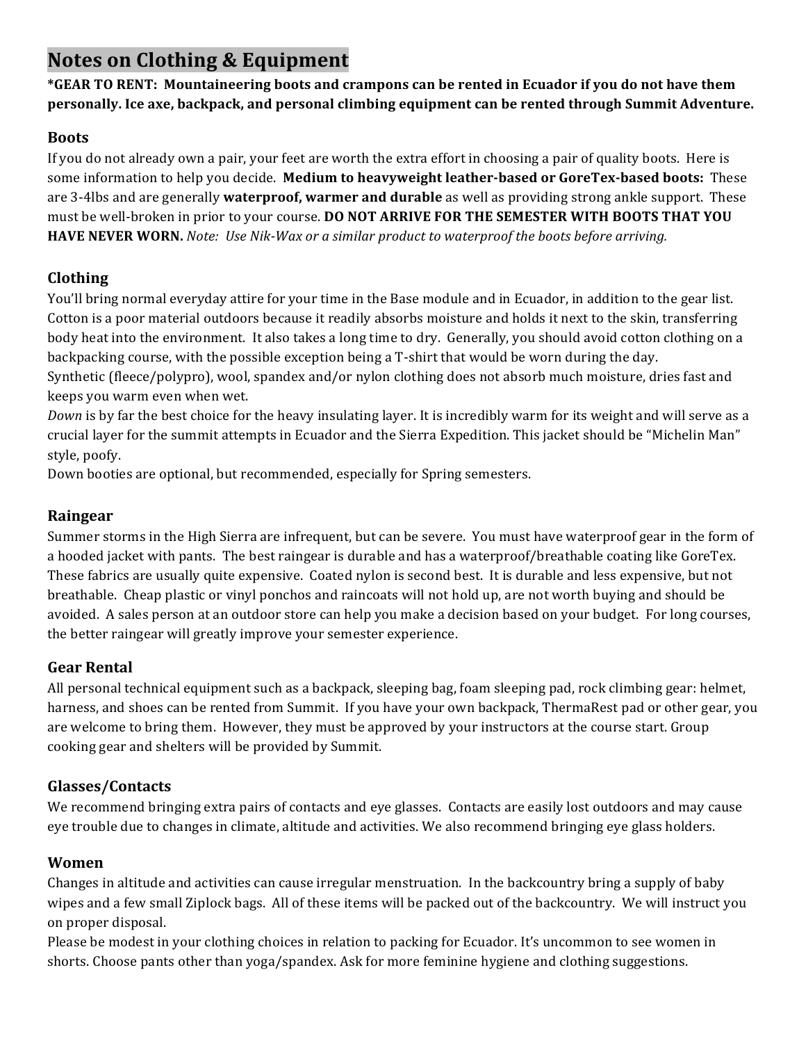# Notes on Clothing & Equipment

**\*GEAR TO RENT: Mountaineering boots and crampons can be rented in Ecuador if you do not have them personally. Ice axe, backpack, and personal climbing equipment can be rented through Summit Adventure.**

## Boots

If you do not already own a pair, your feet are worth the extra effort in choosing a pair of quality boots. Here is some information to help you decide. **Medium to heavyweight leather-based or GoreTex-based boots:** These are 3-4lbs and are generally **waterproof, warmer and durable** as well as providing strong ankle support. These must be well-broken in prior to your course. **DO NOT ARRIVE FOR THE SEMESTER WITH BOOTS THAT YOU HAVE NEVER WORN.** *Note: Use Nik-Wax or a similar product to waterproof the boots before arriving.*

## Clothing

You'll bring normal everyday attire for your time in the Base module and in Ecuador, in addition to the gear list. Cotton is a poor material outdoors because it readily absorbs moisture and holds it next to the skin, transferring body heat into the environment. It also takes a long time to dry. Generally, you should avoid cotton clothing on a backpacking course, with the possible exception being a T-shirt that would be worn during the day.

Synthetic (fleece/polypro), wool, spandex and/or nylon clothing does not absorb much moisture, dries fast and keeps you warm even when wet.

*Down* is by far the best choice for the heavy insulating layer. It is incredibly warm for its weight and will serve as a crucial layer for the summit attempts in Ecuador and the Sierra Expedition. This jacket should be "Michelin Man" style, poofy.

Down booties are optional, but recommended, especially for Spring semesters.

## Raingear

Summer storms in the High Sierra are infrequent, but can be severe. You must have waterproof gear in the form of a hooded jacket with pants. The best raingear is durable and has a waterproof/breathable coating like GoreTex. These fabrics are usually quite expensive. Coated nylon is second best. It is durable and less expensive, but not breathable. Cheap plastic or vinyl ponchos and raincoats will not hold up, are not worth buying and should be avoided. A sales person at an outdoor store can help you make a decision based on your budget. For long courses, the better raingear will greatly improve your semester experience.

## Gear Rental

All personal technical equipment such as a backpack, sleeping bag, foam sleeping pad, rock climbing gear: helmet, harness, and shoes can be rented from Summit. If you have your own backpack, ThermaRest pad or other gear, you are welcome to bring them. However, they must be approved by your instructors at the course start. Group cooking gear and shelters will be provided by Summit.

## Glasses/Contacts

We recommend bringing extra pairs of contacts and eye glasses. Contacts are easily lost outdoors and may cause eye trouble due to changes in climate, altitude and activities. We also recommend bringing eye glass holders.

## Women

Changes in altitude and activities can cause irregular menstruation. In the backcountry bring a supply of baby wipes and a few small Ziplock bags. All of these items will be packed out of the backcountry. We will instruct you on proper disposal.

Please be modest in your clothing choices in relation to packing for Ecuador. It's uncommon to see women in shorts. Choose pants other than yoga/spandex. Ask for more feminine hygiene and clothing suggestions.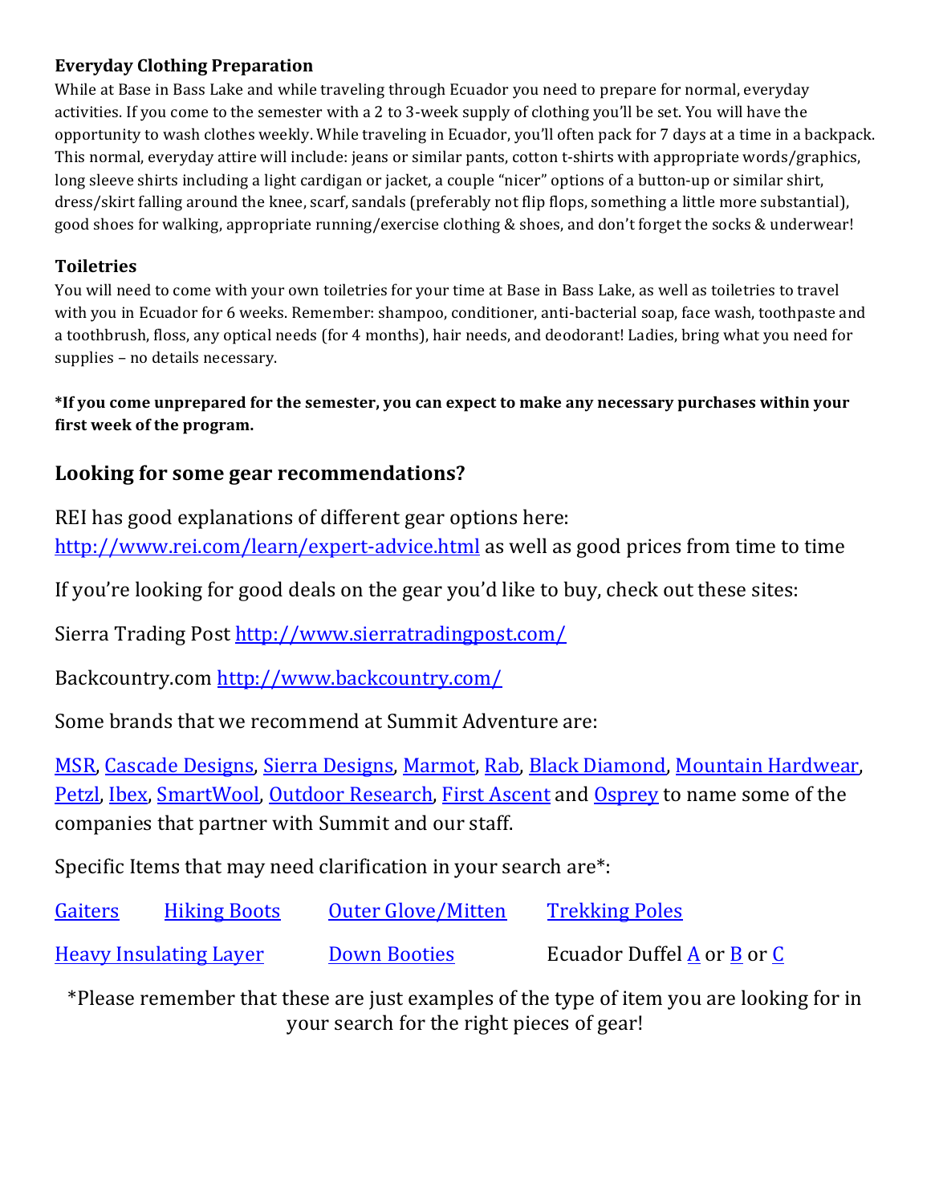### Everyday Clothing Preparation

While at Base in Bass Lake and while traveling through Ecuador you need to prepare for normal, everyday activities. If you come to the semester with a 2 to 3-week supply of clothing you'll be set. You will have the opportunity to wash clothes weekly. While traveling in Ecuador, you'll often pack for 7 days at a time in a backpack. This normal, everyday attire will include: jeans or similar pants, cotton t-shirts with appropriate words/graphics, long sleeve shirts including a light cardigan or jacket, a couple "nicer" options of a button-up or similar shirt, dress/skirt falling around the knee, scarf, sandals (preferably not flip flops, something a little more substantial), good shoes for walking, appropriate running/exercise clothing & shoes, and don't forget the socks & underwear!

### Toiletries

You will need to come with your own toiletries for your time at Base in Bass Lake, as well as toiletries to travel with you in Ecuador for 6 weeks. Remember: shampoo, conditioner, anti-bacterial soap, face wash, toothpaste and a toothbrush, floss, any optical needs (for 4 months), hair needs, and deodorant! Ladies, bring what you need for supplies – no details necessary.

**\*If you come unprepared for the semester, you can expect to make any necessary purchases within your first week of the program.**

## Looking for some gear recommendations?

REI has good explanations of different gear options here: http://www.rei.com/learn/expert-advice.html as well as good prices from time to time

If you're looking for good deals on the gear you'd like to buy, check out these sites:

Sierra Trading Post http://www.sierratradingpost.com/

Backcountry.com http://www.backcountry.com/

Some brands that we recommend at Summit Adventure are:

MSR, Cascade Designs, Sierra Designs, Marmot, Rab, Black Diamond, Mountain Hardwear, Petzl, Ibex, SmartWool, Outdoor Research, First Ascent and Osprey to name some of the companies that partner with Summit and our staff.

Specific Items that may need clarification in your search are\*:

Gaiters    Hiking Boots    Outer Glove/Mitten    Trekking Poles

Heavy Insulating Layer    Down Booties    Ecuador Duffel A or B or C

\*Please remember that these are just examples of the type of item you are looking for in your search for the right pieces of gear!